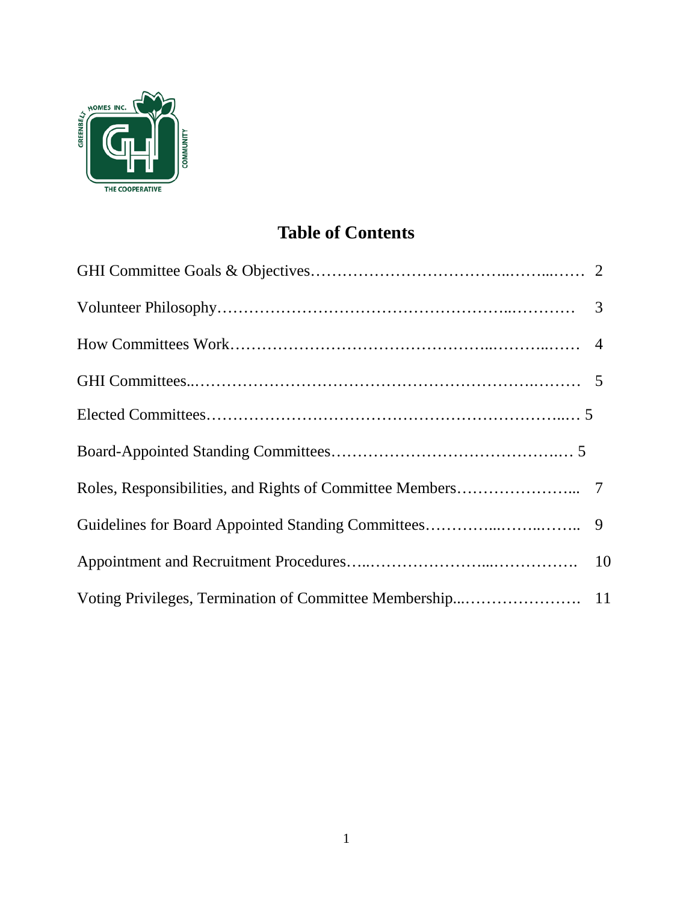# Table of Contents

GHI Committee Goals & Objectives……………………………..……...…… 2

Volunteer Philosophy……………………………………………..………… 3

How Committees Work…………………………………..………..…… 4

GHI Committees..………………………………………………….……… 5

Elected Committees……………………………………………………..… 5

Board-Appointed Standing Committees…………………………………..… 5

Roles, Responsibilities, and Rights of Committee Members…………………... 7

Guidelines for Board Appointed Standing Committees…………...……..…….. 9

Appointment and Recruitment Procedures…..…………………...……………. 10

Voting Privileges, Termination of Committee Membership...…………………. 11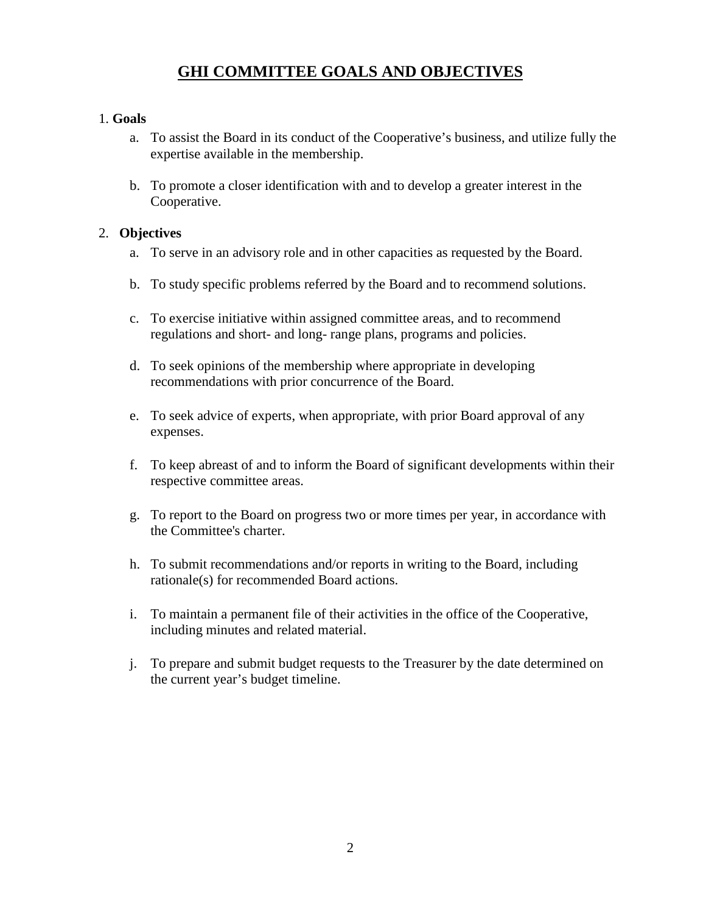# GHI COMMITTEE GOALS AND OBJECTIVES

1. **Goals**

   a. To assist the Board in its conduct of the Cooperative's business, and utilize fully the expertise available in the membership.

   b. To promote a closer identification with and to develop a greater interest in the Cooperative.

2. **Objectives**

   a. To serve in an advisory role and in other capacities as requested by the Board.

   b. To study specific problems referred by the Board and to recommend solutions.

   c. To exercise initiative within assigned committee areas, and to recommend regulations and short- and long- range plans, programs and policies.

   d. To seek opinions of the membership where appropriate in developing recommendations with prior concurrence of the Board.

   e. To seek advice of experts, when appropriate, with prior Board approval of any expenses.

   f. To keep abreast of and to inform the Board of significant developments within their respective committee areas.

   g. To report to the Board on progress two or more times per year, in accordance with the Committee's charter.

   h. To submit recommendations and/or reports in writing to the Board, including rationale(s) for recommended Board actions.

   i. To maintain a permanent file of their activities in the office of the Cooperative, including minutes and related material.

   j. To prepare and submit budget requests to the Treasurer by the date determined on the current year's budget timeline.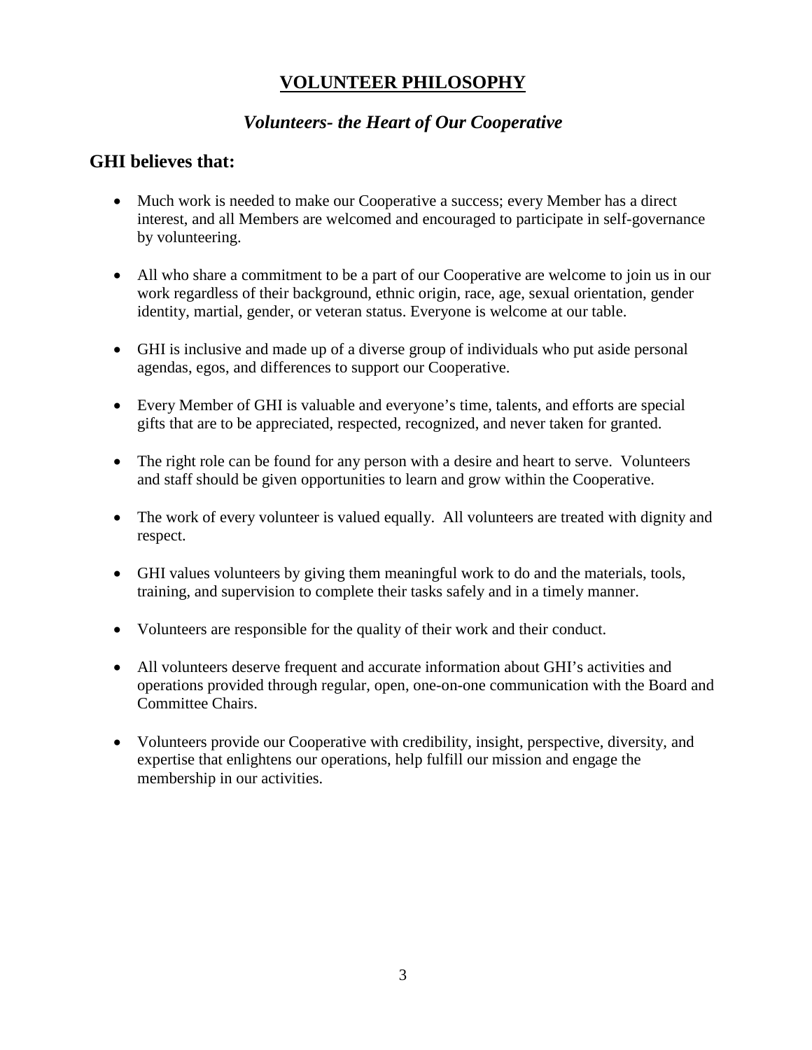# VOLUNTEER PHILOSOPHY

## *Volunteers- the Heart of Our Cooperative*

### GHI believes that:

- Much work is needed to make our Cooperative a success; every Member has a direct interest, and all Members are welcomed and encouraged to participate in self-governance by volunteering.
- All who share a commitment to be a part of our Cooperative are welcome to join us in our work regardless of their background, ethnic origin, race, age, sexual orientation, gender identity, martial, gender, or veteran status. Everyone is welcome at our table.
- GHI is inclusive and made up of a diverse group of individuals who put aside personal agendas, egos, and differences to support our Cooperative.
- Every Member of GHI is valuable and everyone's time, talents, and efforts are special gifts that are to be appreciated, respected, recognized, and never taken for granted.
- The right role can be found for any person with a desire and heart to serve. Volunteers and staff should be given opportunities to learn and grow within the Cooperative.
- The work of every volunteer is valued equally. All volunteers are treated with dignity and respect.
- GHI values volunteers by giving them meaningful work to do and the materials, tools, training, and supervision to complete their tasks safely and in a timely manner.
- Volunteers are responsible for the quality of their work and their conduct.
- All volunteers deserve frequent and accurate information about GHI's activities and operations provided through regular, open, one-on-one communication with the Board and Committee Chairs.
- Volunteers provide our Cooperative with credibility, insight, perspective, diversity, and expertise that enlightens our operations, help fulfill our mission and engage the membership in our activities.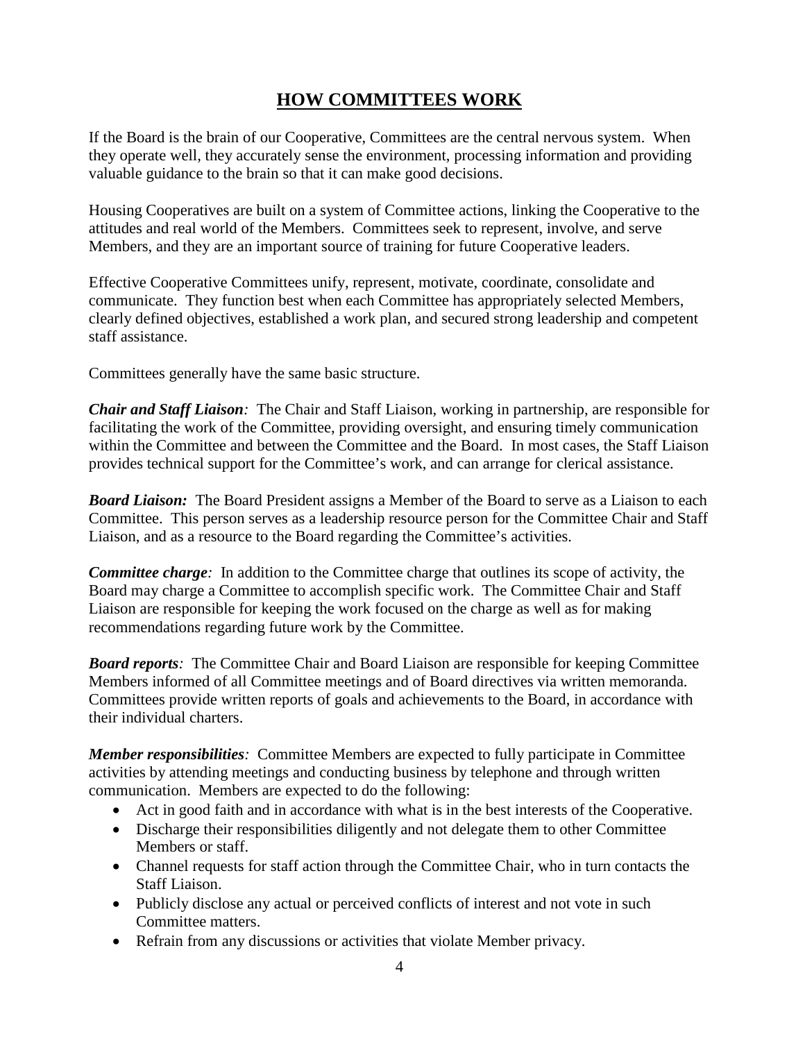## HOW COMMITTEES WORK

If the Board is the brain of our Cooperative, Committees are the central nervous system. When they operate well, they accurately sense the environment, processing information and providing valuable guidance to the brain so that it can make good decisions.

Housing Cooperatives are built on a system of Committee actions, linking the Cooperative to the attitudes and real world of the Members. Committees seek to represent, involve, and serve Members, and they are an important source of training for future Cooperative leaders.

Effective Cooperative Committees unify, represent, motivate, coordinate, consolidate and communicate. They function best when each Committee has appropriately selected Members, clearly defined objectives, established a work plan, and secured strong leadership and competent staff assistance.

Committees generally have the same basic structure.

***Chair and Staff Liaison**:* The Chair and Staff Liaison, working in partnership, are responsible for facilitating the work of the Committee, providing oversight, and ensuring timely communication within the Committee and between the Committee and the Board. In most cases, the Staff Liaison provides technical support for the Committee's work, and can arrange for clerical assistance.

***Board Liaison:*** The Board President assigns a Member of the Board to serve as a Liaison to each Committee. This person serves as a leadership resource person for the Committee Chair and Staff Liaison, and as a resource to the Board regarding the Committee's activities.

***Committee charge**:* In addition to the Committee charge that outlines its scope of activity, the Board may charge a Committee to accomplish specific work. The Committee Chair and Staff Liaison are responsible for keeping the work focused on the charge as well as for making recommendations regarding future work by the Committee.

***Board reports**:* The Committee Chair and Board Liaison are responsible for keeping Committee Members informed of all Committee meetings and of Board directives via written memoranda. Committees provide written reports of goals and achievements to the Board, in accordance with their individual charters.

***Member responsibilities**:* Committee Members are expected to fully participate in Committee activities by attending meetings and conducting business by telephone and through written communication. Members are expected to do the following:

- Act in good faith and in accordance with what is in the best interests of the Cooperative.
- Discharge their responsibilities diligently and not delegate them to other Committee Members or staff.
- Channel requests for staff action through the Committee Chair, who in turn contacts the Staff Liaison.
- Publicly disclose any actual or perceived conflicts of interest and not vote in such Committee matters.
- Refrain from any discussions or activities that violate Member privacy.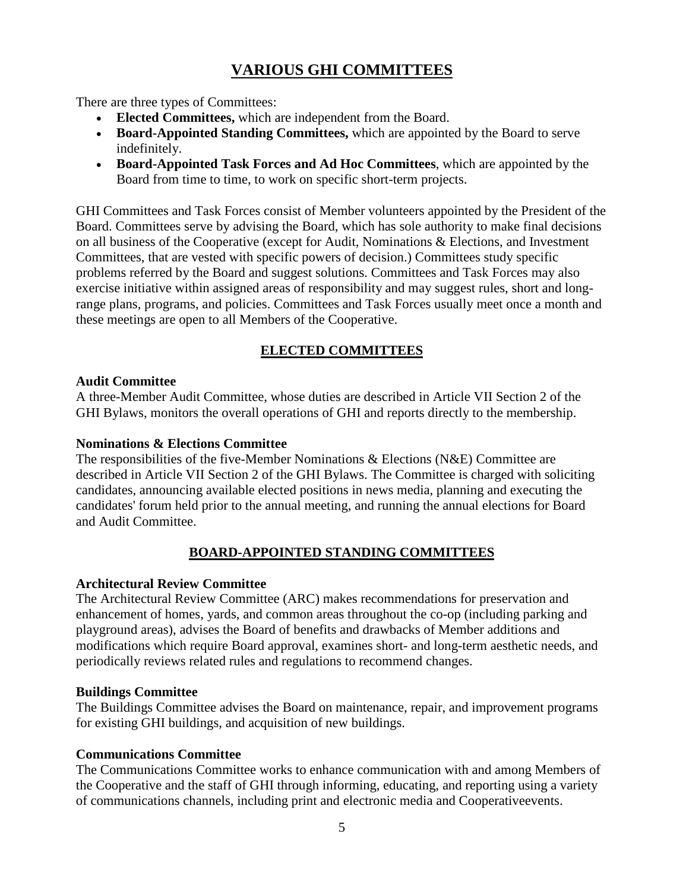# VARIOUS GHI COMMITTEES

There are three types of Committees:

- **Elected Committees,** which are independent from the Board.
- **Board-Appointed Standing Committees,** which are appointed by the Board to serve indefinitely.
- **Board-Appointed Task Forces and Ad Hoc Committees**, which are appointed by the Board from time to time, to work on specific short-term projects.

GHI Committees and Task Forces consist of Member volunteers appointed by the President of the Board. Committees serve by advising the Board, which has sole authority to make final decisions on all business of the Cooperative (except for Audit, Nominations & Elections, and Investment Committees, that are vested with specific powers of decision.) Committees study specific problems referred by the Board and suggest solutions. Committees and Task Forces may also exercise initiative within assigned areas of responsibility and may suggest rules, short and long-range plans, programs, and policies. Committees and Task Forces usually meet once a month and these meetings are open to all Members of the Cooperative.

## ELECTED COMMITTEES

### Audit Committee

A three-Member Audit Committee, whose duties are described in Article VII Section 2 of the GHI Bylaws, monitors the overall operations of GHI and reports directly to the membership.

### Nominations & Elections Committee

The responsibilities of the five-Member Nominations & Elections (N&E) Committee are described in Article VII Section 2 of the GHI Bylaws. The Committee is charged with soliciting candidates, announcing available elected positions in news media, planning and executing the candidates' forum held prior to the annual meeting, and running the annual elections for Board and Audit Committee.

## BOARD-APPOINTED STANDING COMMITTEES

### Architectural Review Committee

The Architectural Review Committee (ARC) makes recommendations for preservation and enhancement of homes, yards, and common areas throughout the co-op (including parking and playground areas), advises the Board of benefits and drawbacks of Member additions and modifications which require Board approval, examines short- and long-term aesthetic needs, and periodically reviews related rules and regulations to recommend changes.

### Buildings Committee

The Buildings Committee advises the Board on maintenance, repair, and improvement programs for existing GHI buildings, and acquisition of new buildings.

### Communications Committee

The Communications Committee works to enhance communication with and among Members of the Cooperative and the staff of GHI through informing, educating, and reporting using a variety of communications channels, including print and electronic media and Cooperativeevents.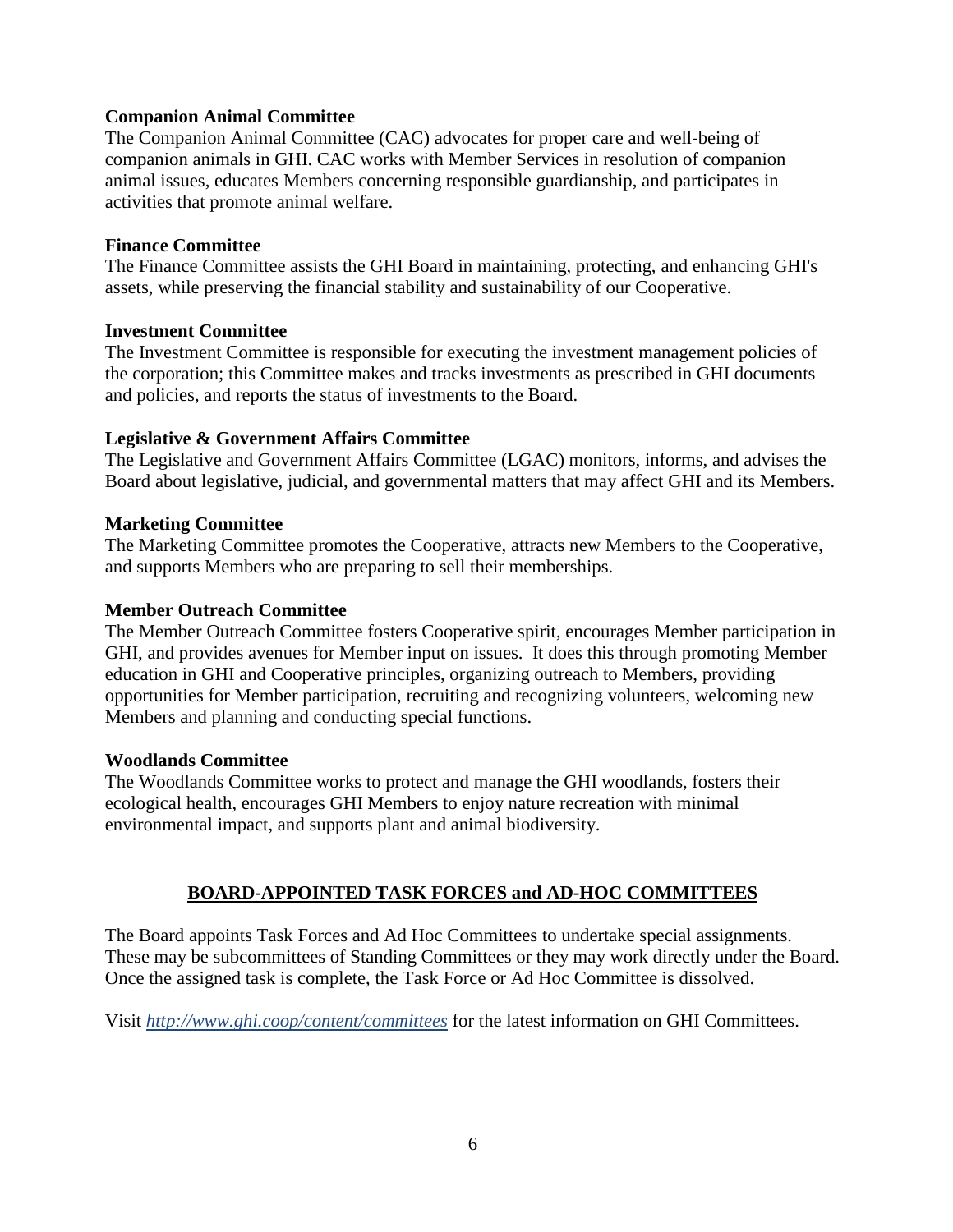### Companion Animal Committee

The Companion Animal Committee (CAC) advocates for proper care and well-being of companion animals in GHI. CAC works with Member Services in resolution of companion animal issues, educates Members concerning responsible guardianship, and participates in activities that promote animal welfare.

### Finance Committee

The Finance Committee assists the GHI Board in maintaining, protecting, and enhancing GHI's assets, while preserving the financial stability and sustainability of our Cooperative.

### Investment Committee

The Investment Committee is responsible for executing the investment management policies of the corporation; this Committee makes and tracks investments as prescribed in GHI documents and policies, and reports the status of investments to the Board.

### Legislative & Government Affairs Committee

The Legislative and Government Affairs Committee (LGAC) monitors, informs, and advises the Board about legislative, judicial, and governmental matters that may affect GHI and its Members.

### Marketing Committee

The Marketing Committee promotes the Cooperative, attracts new Members to the Cooperative, and supports Members who are preparing to sell their memberships.

### Member Outreach Committee

The Member Outreach Committee fosters Cooperative spirit, encourages Member participation in GHI, and provides avenues for Member input on issues. It does this through promoting Member education in GHI and Cooperative principles, organizing outreach to Members, providing opportunities for Member participation, recruiting and recognizing volunteers, welcoming new Members and planning and conducting special functions.

### Woodlands Committee

The Woodlands Committee works to protect and manage the GHI woodlands, fosters their ecological health, encourages GHI Members to enjoy nature recreation with minimal environmental impact, and supports plant and animal biodiversity.

## BOARD-APPOINTED TASK FORCES and AD-HOC COMMITTEES

The Board appoints Task Forces and Ad Hoc Committees to undertake special assignments. These may be subcommittees of Standing Committees or they may work directly under the Board. Once the assigned task is complete, the Task Force or Ad Hoc Committee is dissolved.

Visit *http://www.ghi.coop/content/committees* for the latest information on GHI Committees.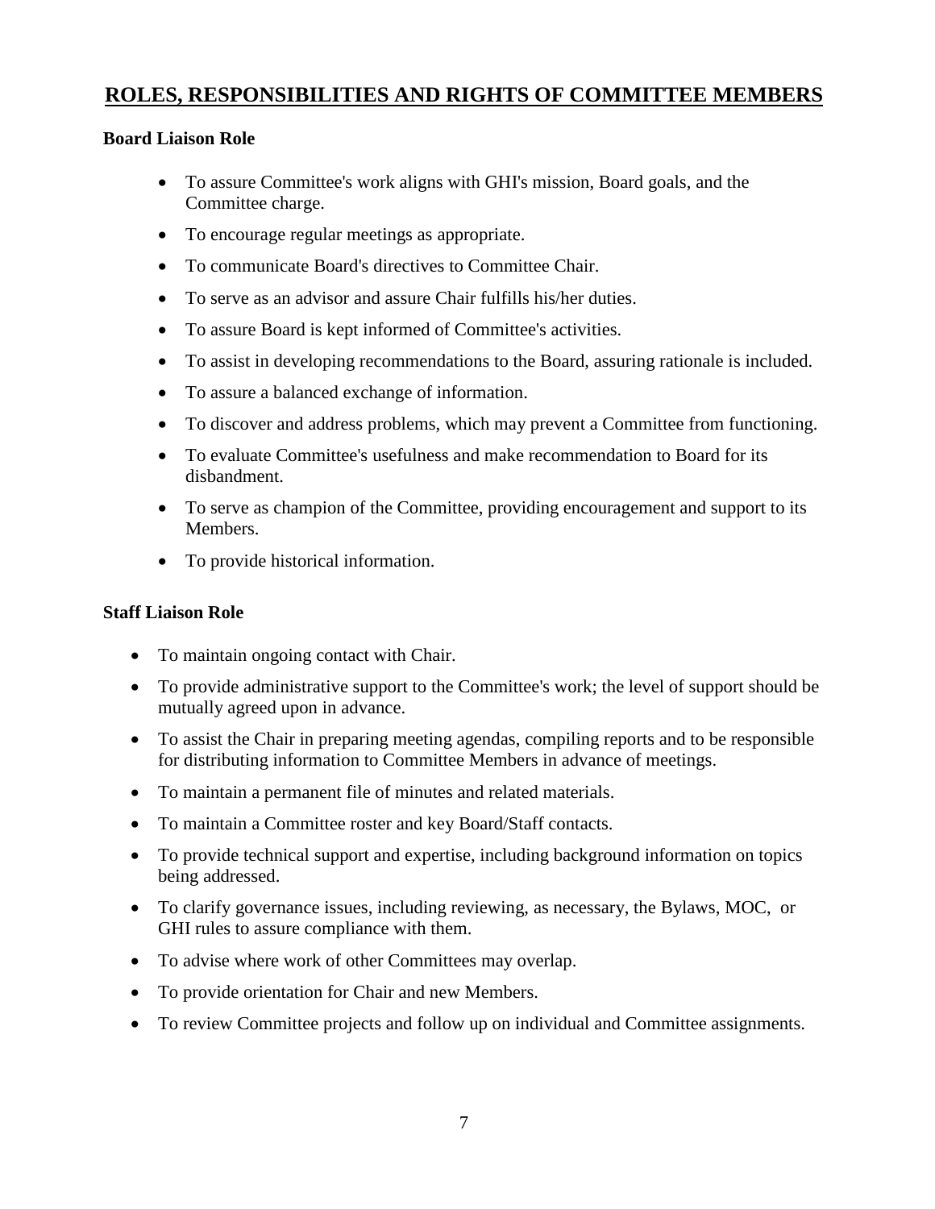# ROLES, RESPONSIBILITIES AND RIGHTS OF COMMITTEE MEMBERS

**Board Liaison Role**

- To assure Committee's work aligns with GHI's mission, Board goals, and the Committee charge.
- To encourage regular meetings as appropriate.
- To communicate Board's directives to Committee Chair.
- To serve as an advisor and assure Chair fulfills his/her duties.
- To assure Board is kept informed of Committee's activities.
- To assist in developing recommendations to the Board, assuring rationale is included.
- To assure a balanced exchange of information.
- To discover and address problems, which may prevent a Committee from functioning.
- To evaluate Committee's usefulness and make recommendation to Board for its disbandment.
- To serve as champion of the Committee, providing encouragement and support to its Members.
- To provide historical information.

**Staff Liaison Role**

- To maintain ongoing contact with Chair.
- To provide administrative support to the Committee's work; the level of support should be mutually agreed upon in advance.
- To assist the Chair in preparing meeting agendas, compiling reports and to be responsible for distributing information to Committee Members in advance of meetings.
- To maintain a permanent file of minutes and related materials.
- To maintain a Committee roster and key Board/Staff contacts.
- To provide technical support and expertise, including background information on topics being addressed.
- To clarify governance issues, including reviewing, as necessary, the Bylaws, MOC, or GHI rules to assure compliance with them.
- To advise where work of other Committees may overlap.
- To provide orientation for Chair and new Members.
- To review Committee projects and follow up on individual and Committee assignments.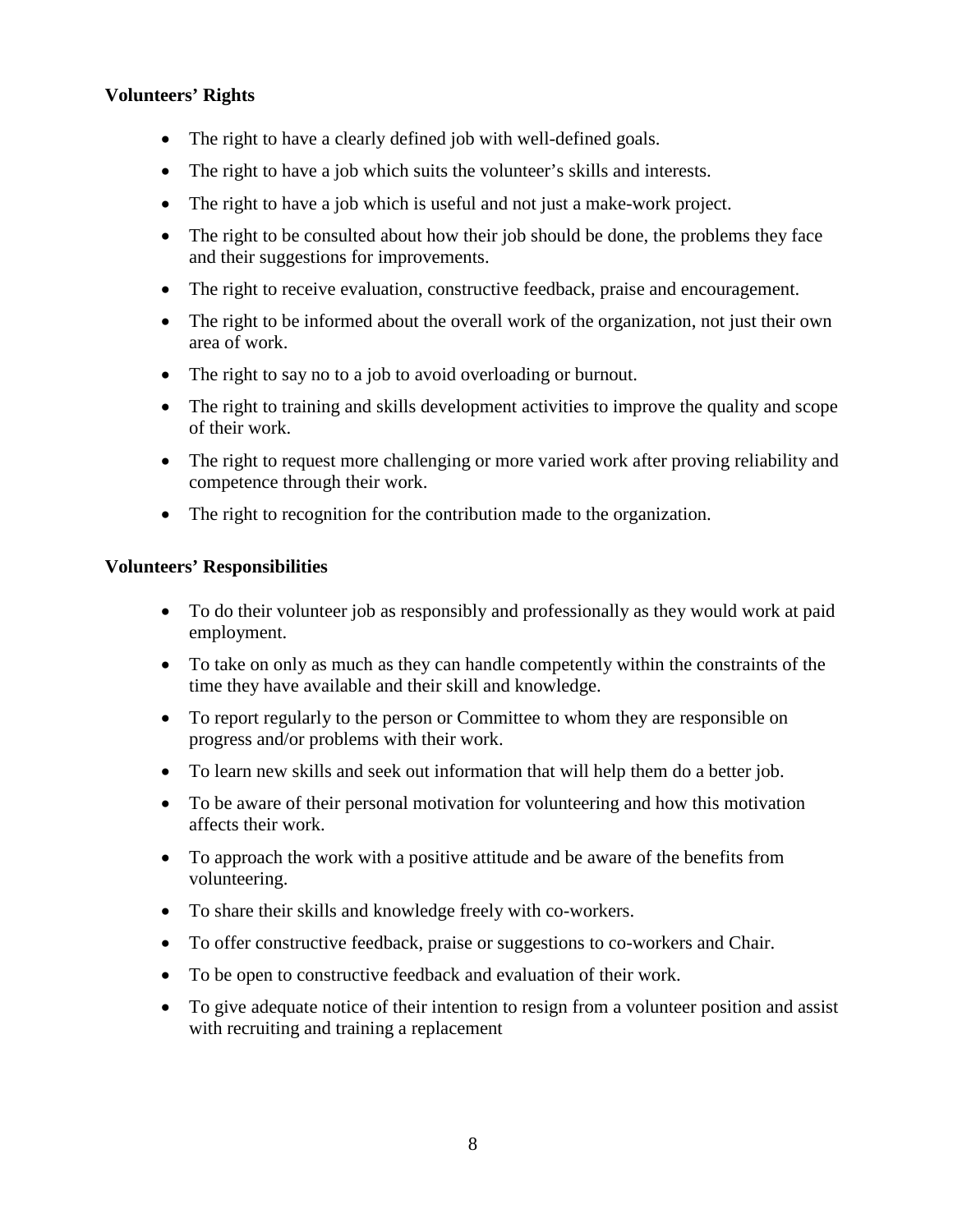**Volunteers' Rights**

- The right to have a clearly defined job with well-defined goals.
- The right to have a job which suits the volunteer's skills and interests.
- The right to have a job which is useful and not just a make-work project.
- The right to be consulted about how their job should be done, the problems they face and their suggestions for improvements.
- The right to receive evaluation, constructive feedback, praise and encouragement.
- The right to be informed about the overall work of the organization, not just their own area of work.
- The right to say no to a job to avoid overloading or burnout.
- The right to training and skills development activities to improve the quality and scope of their work.
- The right to request more challenging or more varied work after proving reliability and competence through their work.
- The right to recognition for the contribution made to the organization.

**Volunteers' Responsibilities**

- To do their volunteer job as responsibly and professionally as they would work at paid employment.
- To take on only as much as they can handle competently within the constraints of the time they have available and their skill and knowledge.
- To report regularly to the person or Committee to whom they are responsible on progress and/or problems with their work.
- To learn new skills and seek out information that will help them do a better job.
- To be aware of their personal motivation for volunteering and how this motivation affects their work.
- To approach the work with a positive attitude and be aware of the benefits from volunteering.
- To share their skills and knowledge freely with co-workers.
- To offer constructive feedback, praise or suggestions to co-workers and Chair.
- To be open to constructive feedback and evaluation of their work.
- To give adequate notice of their intention to resign from a volunteer position and assist with recruiting and training a replacement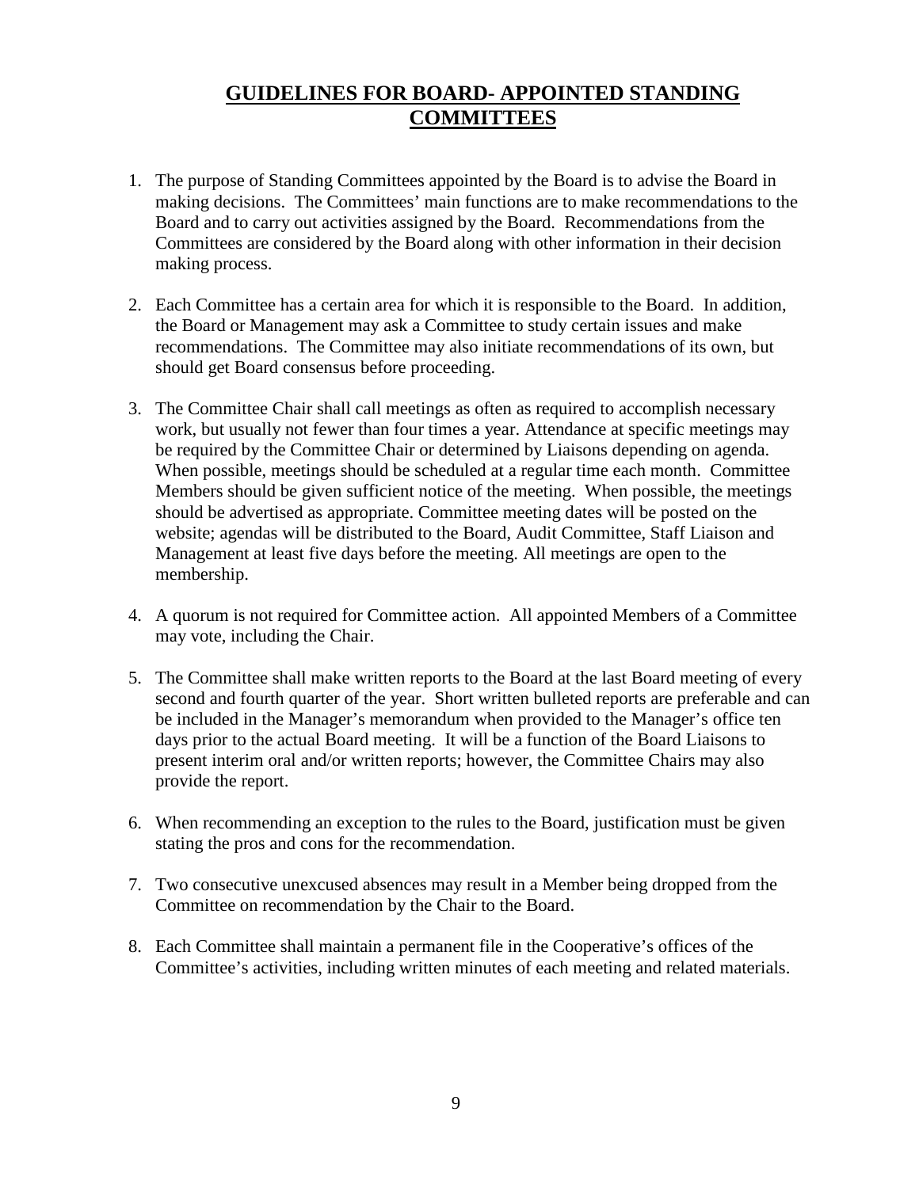# GUIDELINES FOR BOARD- APPOINTED STANDING COMMITTEES

1. The purpose of Standing Committees appointed by the Board is to advise the Board in making decisions. The Committees' main functions are to make recommendations to the Board and to carry out activities assigned by the Board. Recommendations from the Committees are considered by the Board along with other information in their decision making process.

2. Each Committee has a certain area for which it is responsible to the Board. In addition, the Board or Management may ask a Committee to study certain issues and make recommendations. The Committee may also initiate recommendations of its own, but should get Board consensus before proceeding.

3. The Committee Chair shall call meetings as often as required to accomplish necessary work, but usually not fewer than four times a year. Attendance at specific meetings may be required by the Committee Chair or determined by Liaisons depending on agenda. When possible, meetings should be scheduled at a regular time each month. Committee Members should be given sufficient notice of the meeting. When possible, the meetings should be advertised as appropriate. Committee meeting dates will be posted on the website; agendas will be distributed to the Board, Audit Committee, Staff Liaison and Management at least five days before the meeting. All meetings are open to the membership.

4. A quorum is not required for Committee action. All appointed Members of a Committee may vote, including the Chair.

5. The Committee shall make written reports to the Board at the last Board meeting of every second and fourth quarter of the year. Short written bulleted reports are preferable and can be included in the Manager's memorandum when provided to the Manager's office ten days prior to the actual Board meeting. It will be a function of the Board Liaisons to present interim oral and/or written reports; however, the Committee Chairs may also provide the report.

6. When recommending an exception to the rules to the Board, justification must be given stating the pros and cons for the recommendation.

7. Two consecutive unexcused absences may result in a Member being dropped from the Committee on recommendation by the Chair to the Board.

8. Each Committee shall maintain a permanent file in the Cooperative's offices of the Committee's activities, including written minutes of each meeting and related materials.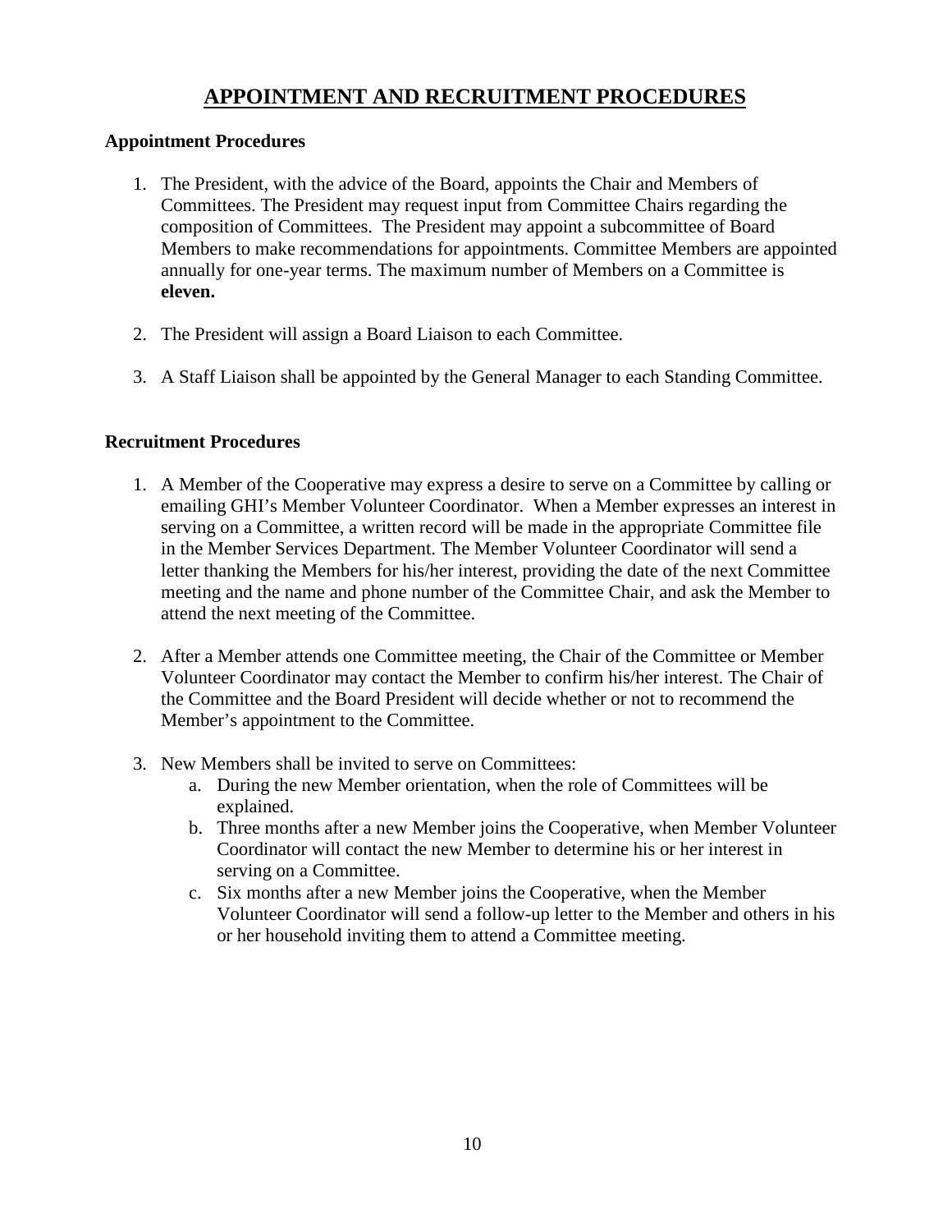# APPOINTMENT AND RECRUITMENT PROCEDURES

### Appointment Procedures

1. The President, with the advice of the Board, appoints the Chair and Members of Committees. The President may request input from Committee Chairs regarding the composition of Committees. The President may appoint a subcommittee of Board Members to make recommendations for appointments. Committee Members are appointed annually for one-year terms. The maximum number of Members on a Committee is **eleven.**

2. The President will assign a Board Liaison to each Committee.

3. A Staff Liaison shall be appointed by the General Manager to each Standing Committee.

### Recruitment Procedures

1. A Member of the Cooperative may express a desire to serve on a Committee by calling or emailing GHI's Member Volunteer Coordinator. When a Member expresses an interest in serving on a Committee, a written record will be made in the appropriate Committee file in the Member Services Department. The Member Volunteer Coordinator will send a letter thanking the Members for his/her interest, providing the date of the next Committee meeting and the name and phone number of the Committee Chair, and ask the Member to attend the next meeting of the Committee.

2. After a Member attends one Committee meeting, the Chair of the Committee or Member Volunteer Coordinator may contact the Member to confirm his/her interest. The Chair of the Committee and the Board President will decide whether or not to recommend the Member's appointment to the Committee.

3. New Members shall be invited to serve on Committees:
   a. During the new Member orientation, when the role of Committees will be explained.
   b. Three months after a new Member joins the Cooperative, when Member Volunteer Coordinator will contact the new Member to determine his or her interest in serving on a Committee.
   c. Six months after a new Member joins the Cooperative, when the Member Volunteer Coordinator will send a follow-up letter to the Member and others in his or her household inviting them to attend a Committee meeting.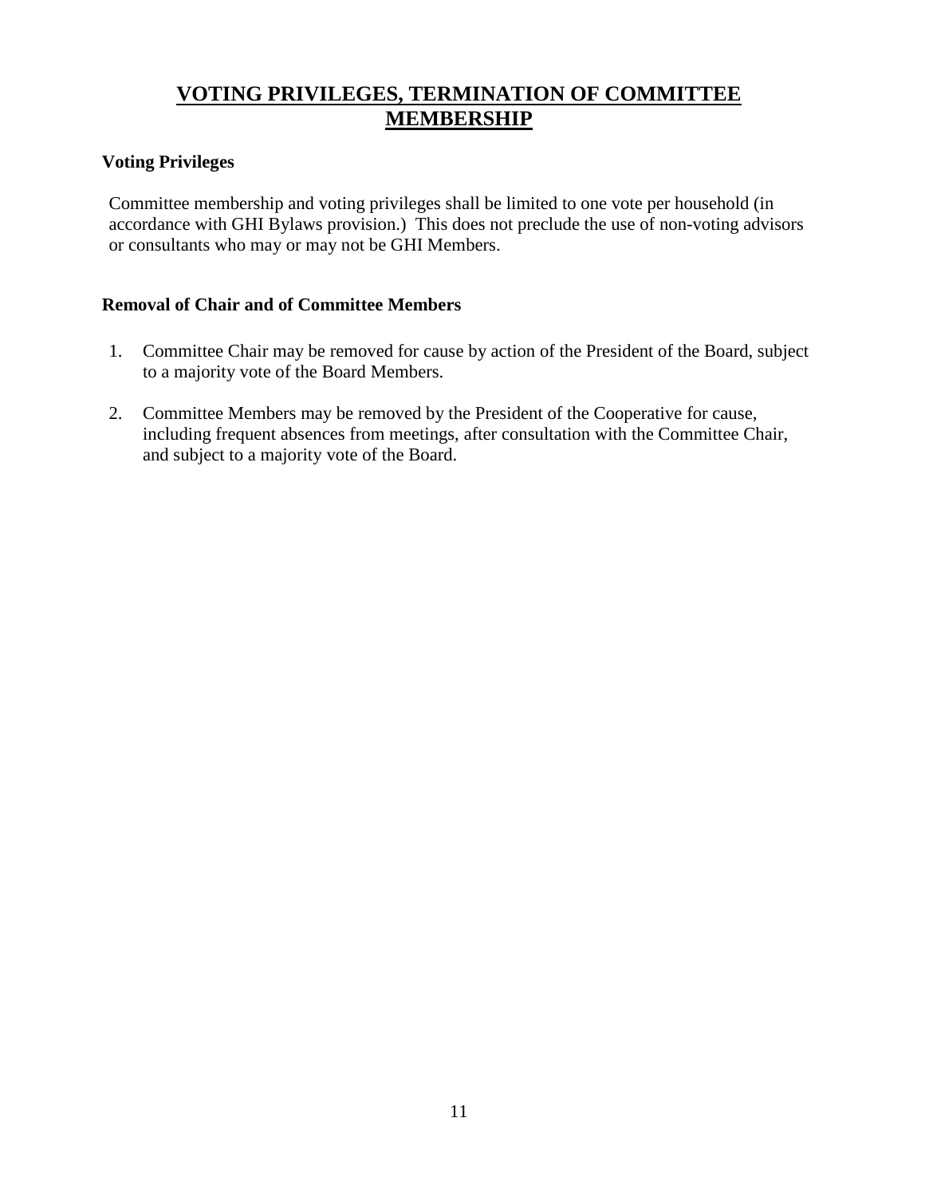# VOTING PRIVILEGES, TERMINATION OF COMMITTEE MEMBERSHIP

### Voting Privileges

Committee membership and voting privileges shall be limited to one vote per household (in accordance with GHI Bylaws provision.) This does not preclude the use of non-voting advisors or consultants who may or may not be GHI Members.

### Removal of Chair and of Committee Members

1. Committee Chair may be removed for cause by action of the President of the Board, subject to a majority vote of the Board Members.

2. Committee Members may be removed by the President of the Cooperative for cause, including frequent absences from meetings, after consultation with the Committee Chair, and subject to a majority vote of the Board.